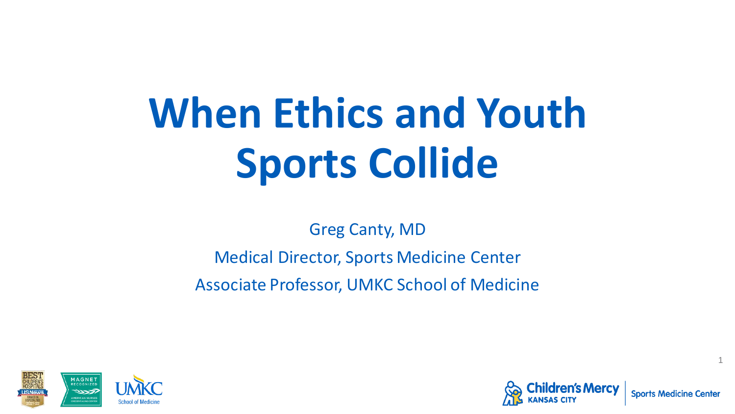# When Ethics and Youth Sports Collide

Greg Canty, MD

Medical Director, Sports Medicine Center

Associate Professor, UMKC School of Medicine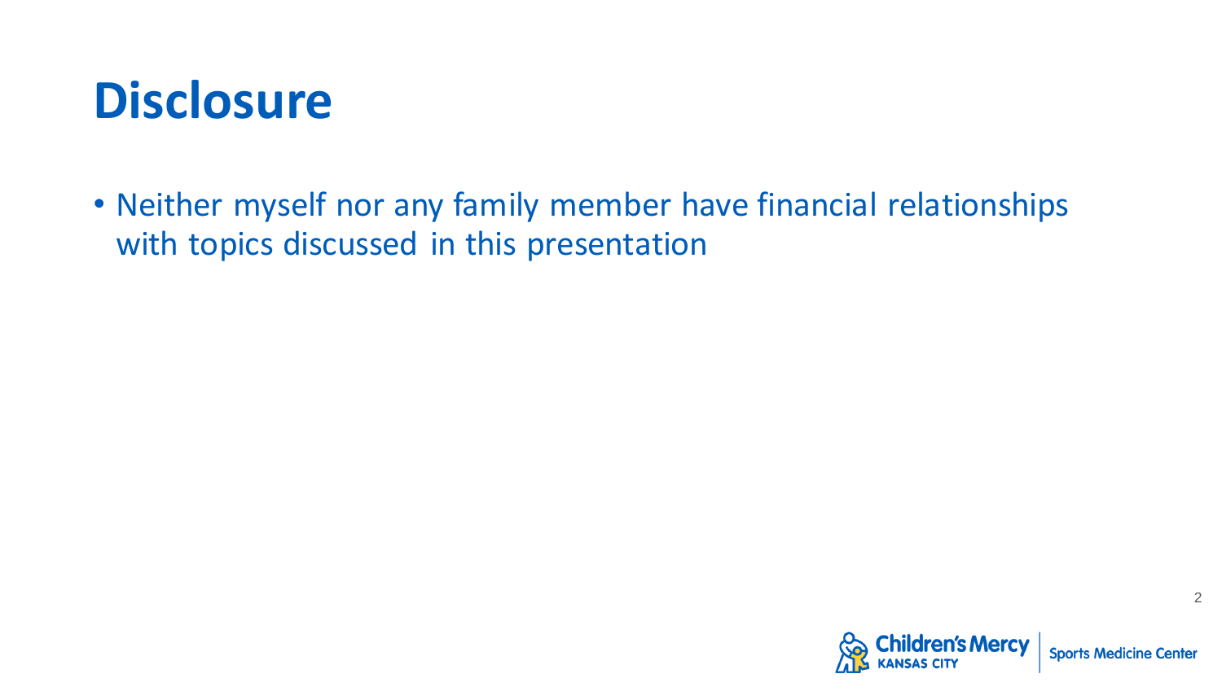# Disclosure

- Neither myself nor any family member have financial relationships with topics discussed in this presentation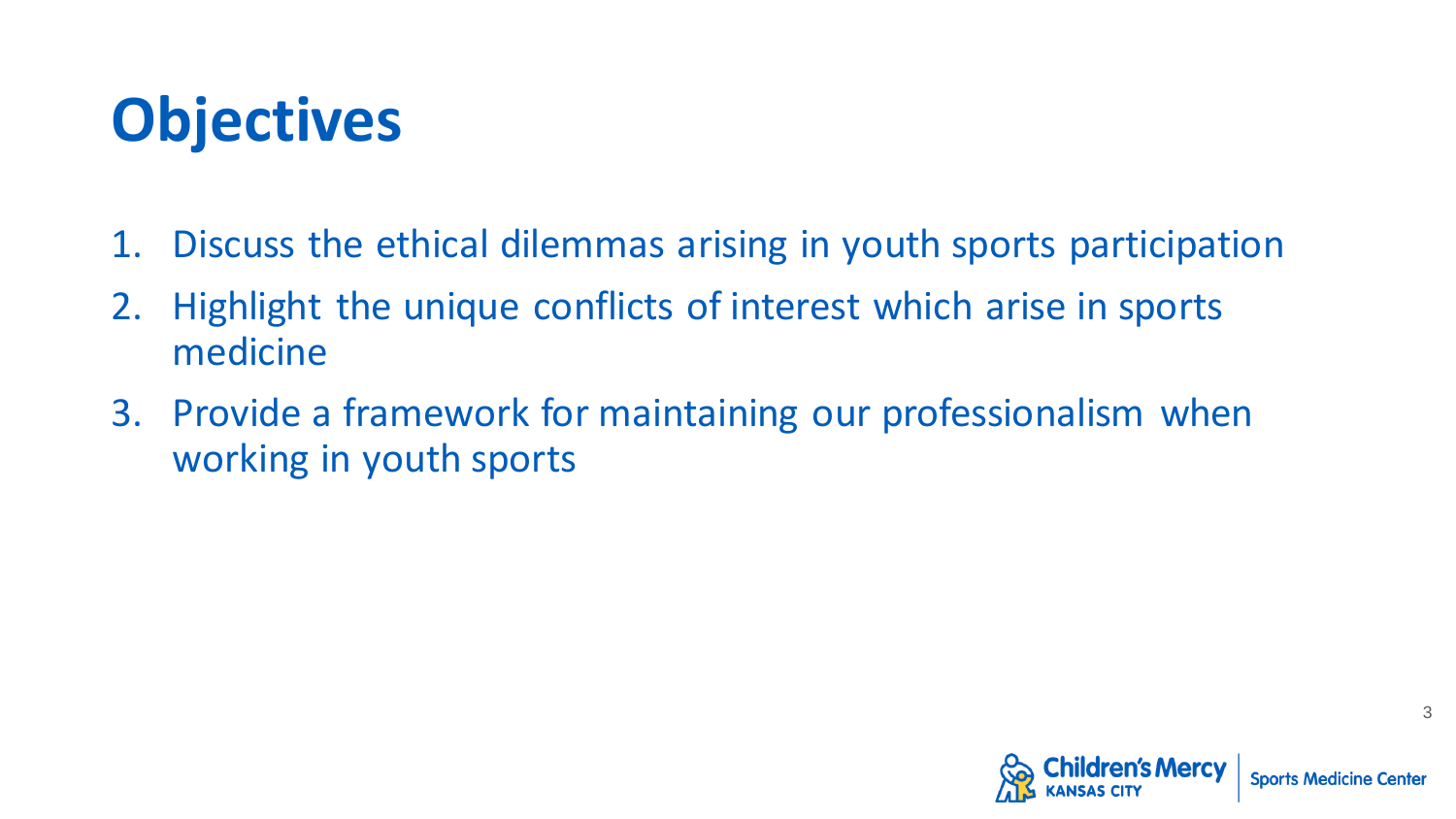# Objectives

1. Discuss the ethical dilemmas arising in youth sports participation
2. Highlight the unique conflicts of interest which arise in sports medicine
3. Provide a framework for maintaining our professionalism when working in youth sports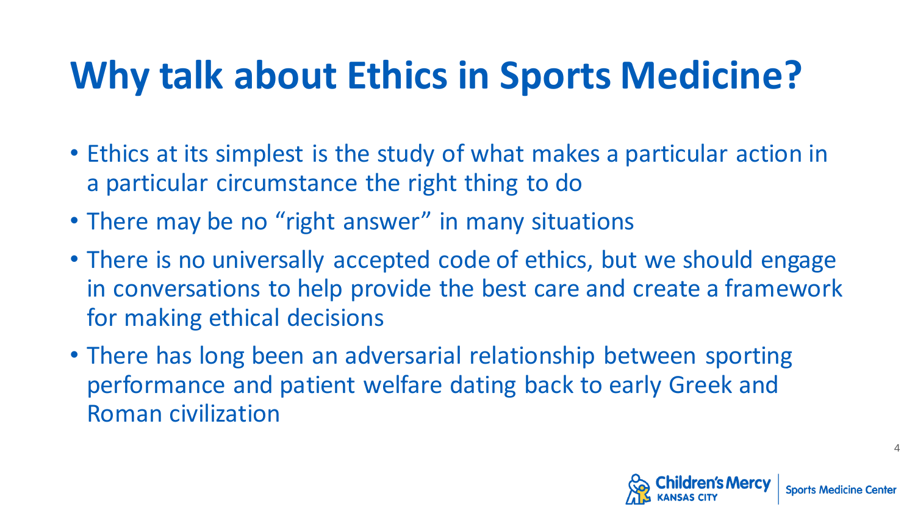# Why talk about Ethics in Sports Medicine?

- Ethics at its simplest is the study of what makes a particular action in a particular circumstance the right thing to do
- There may be no “right answer” in many situations
- There is no universally accepted code of ethics, but we should engage in conversations to help provide the best care and create a framework for making ethical decisions
- There has long been an adversarial relationship between sporting performance and patient welfare dating back to early Greek and Roman civilization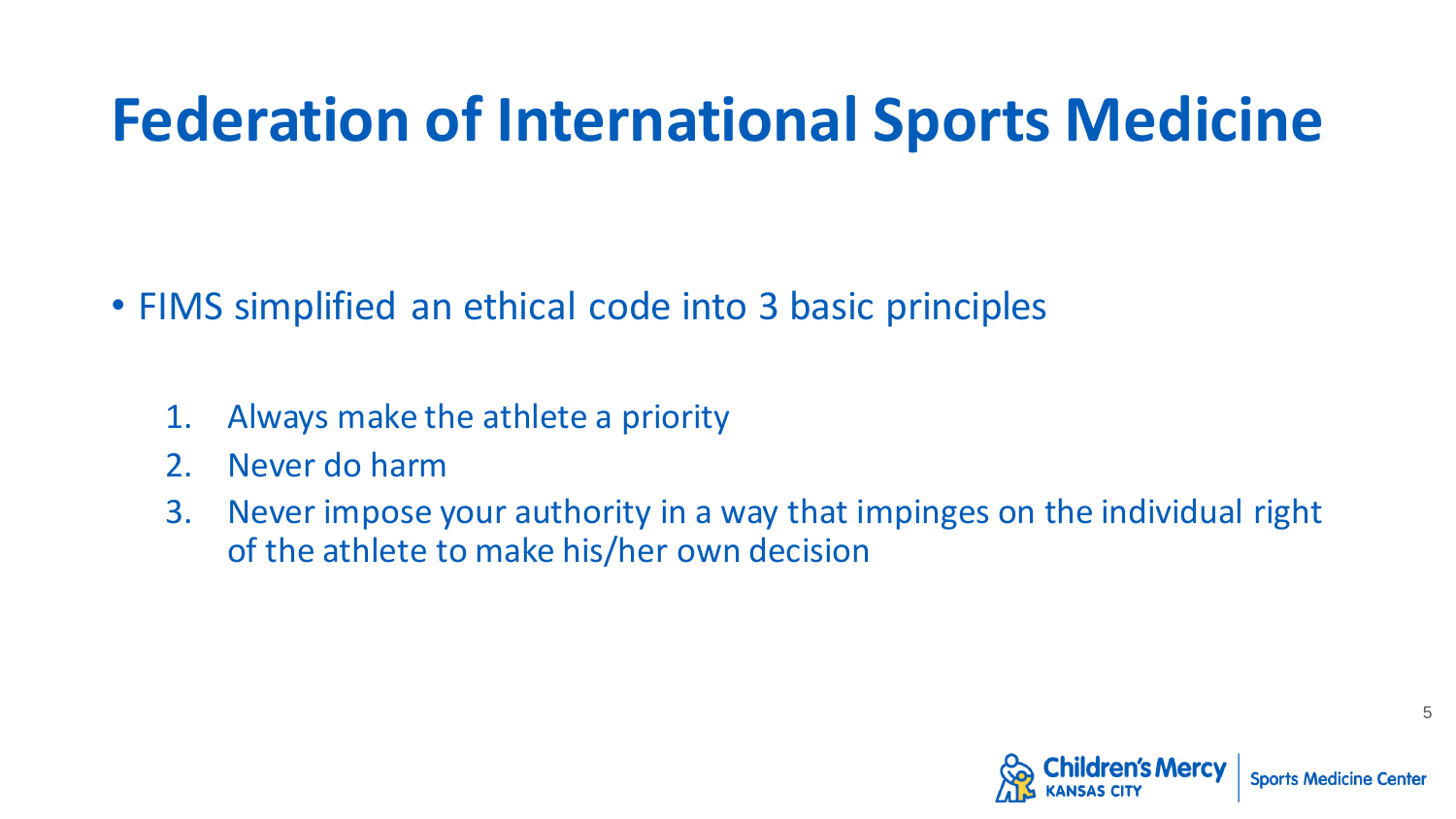# Federation of International Sports Medicine

- FIMS simplified an ethical code into 3 basic principles

  1. Always make the athlete a priority
  2. Never do harm
  3. Never impose your authority in a way that impinges on the individual right of the athlete to make his/her own decision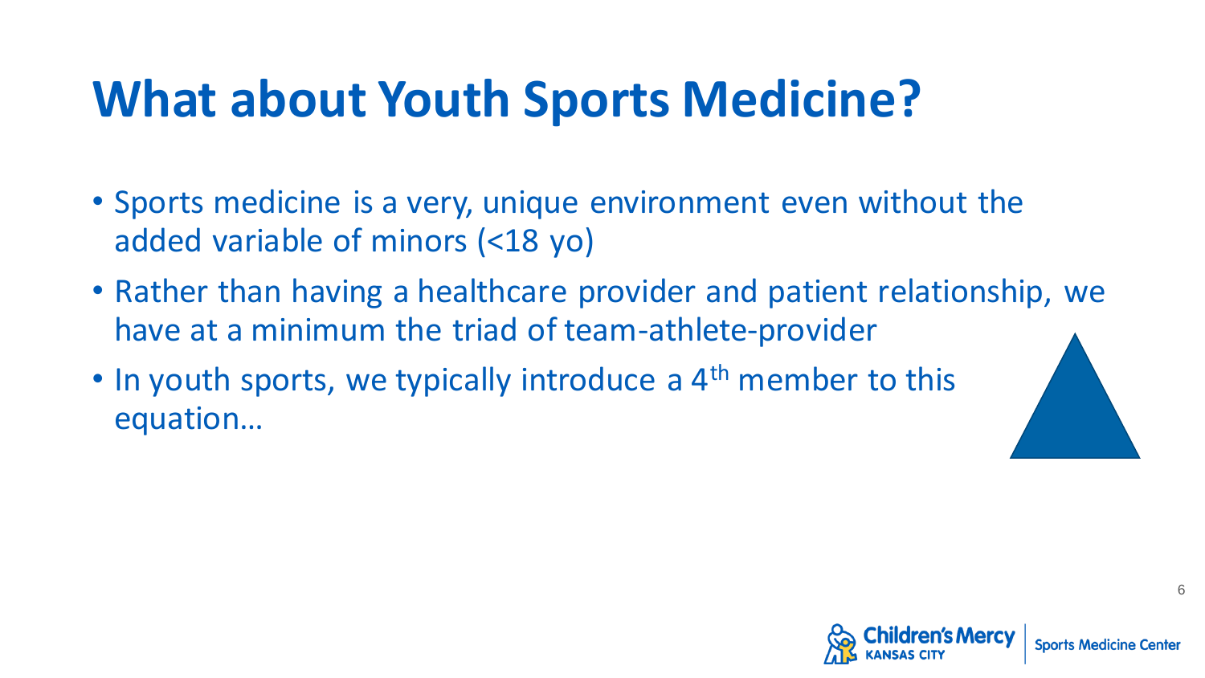# What about Youth Sports Medicine?

- Sports medicine is a very, unique environment even without the added variable of minors (<18 yo)
- Rather than having a healthcare provider and patient relationship, we have at a minimum the triad of team-athlete-provider
- In youth sports, we typically introduce a 4th member to this equation…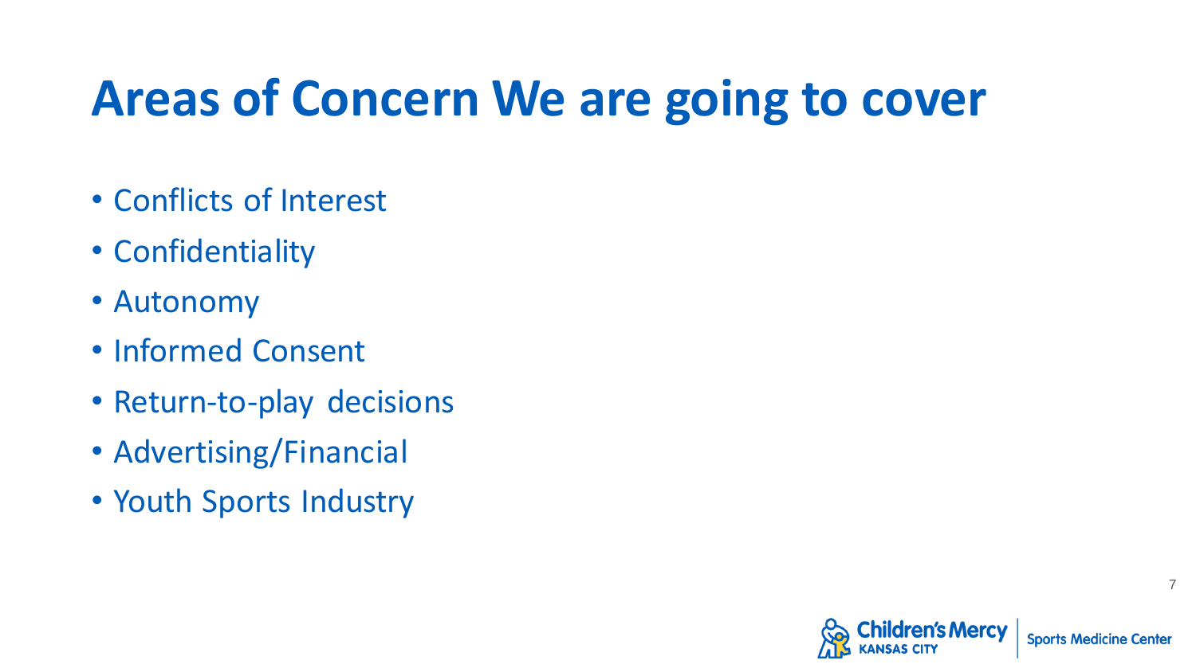# Areas of Concern We are going to cover

- Conflicts of Interest
- Confidentiality
- Autonomy
- Informed Consent
- Return-to-play decisions
- Advertising/Financial
- Youth Sports Industry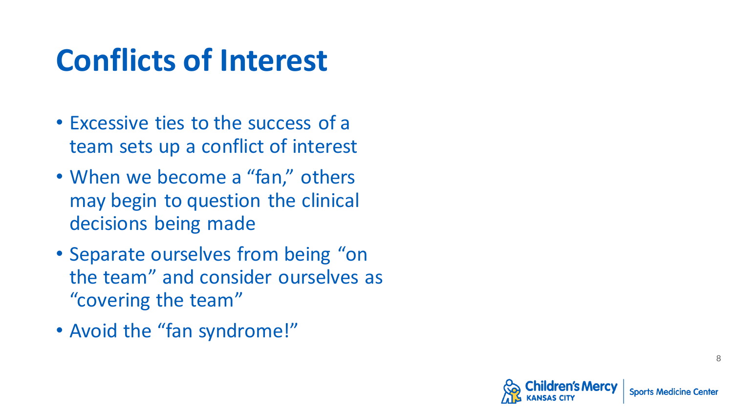# Conflicts of Interest

- Excessive ties to the success of a team sets up a conflict of interest
- When we become a "fan," others may begin to question the clinical decisions being made
- Separate ourselves from being "on the team" and consider ourselves as "covering the team"
- Avoid the "fan syndrome!"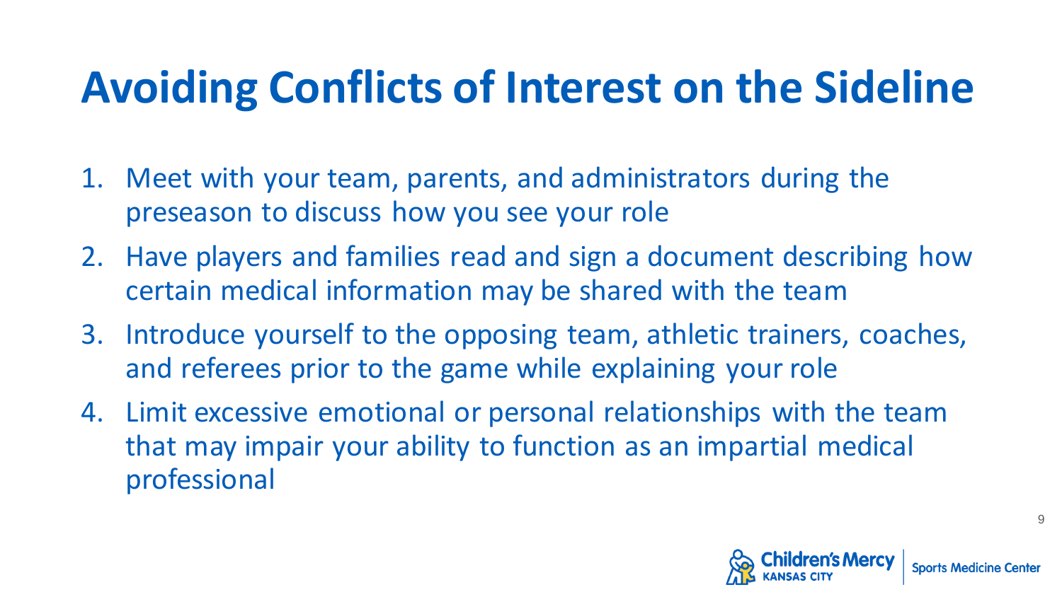# Avoiding Conflicts of Interest on the Sideline

1. Meet with your team, parents, and administrators during the preseason to discuss how you see your role
2. Have players and families read and sign a document describing how certain medical information may be shared with the team
3. Introduce yourself to the opposing team, athletic trainers, coaches, and referees prior to the game while explaining your role
4. Limit excessive emotional or personal relationships with the team that may impair your ability to function as an impartial medical professional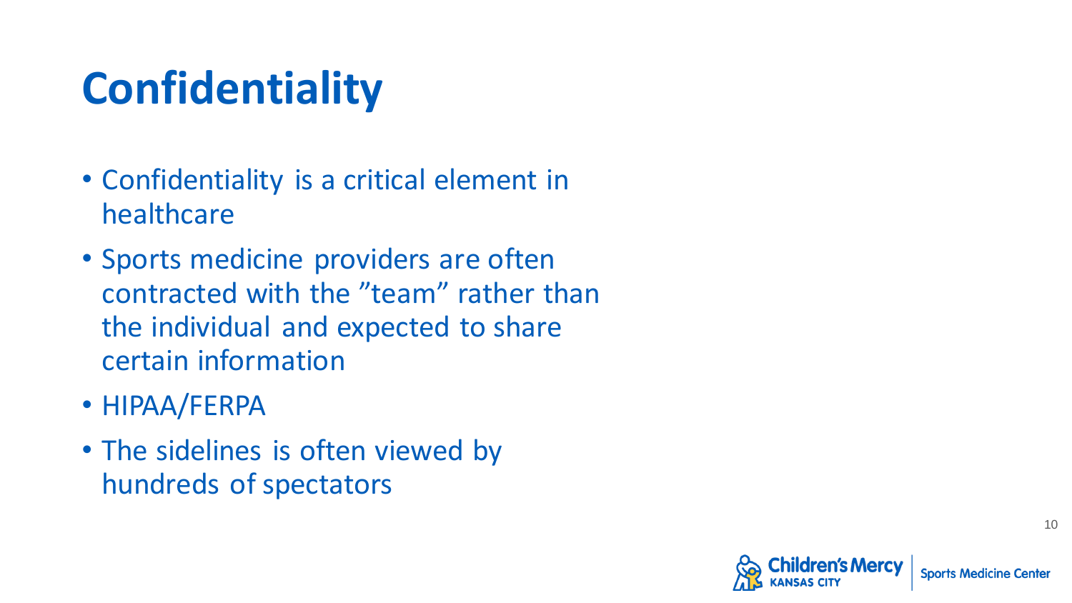# Confidentiality

- Confidentiality is a critical element in healthcare
- Sports medicine providers are often contracted with the ”team” rather than the individual and expected to share certain information
- HIPAA/FERPA
- The sidelines is often viewed by hundreds of spectators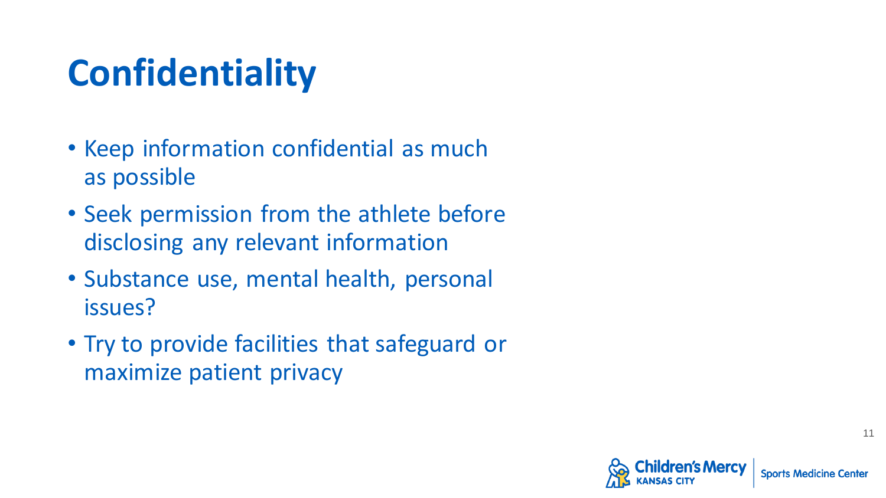# Confidentiality

- Keep information confidential as much as possible
- Seek permission from the athlete before disclosing any relevant information
- Substance use, mental health, personal issues?
- Try to provide facilities that safeguard or maximize patient privacy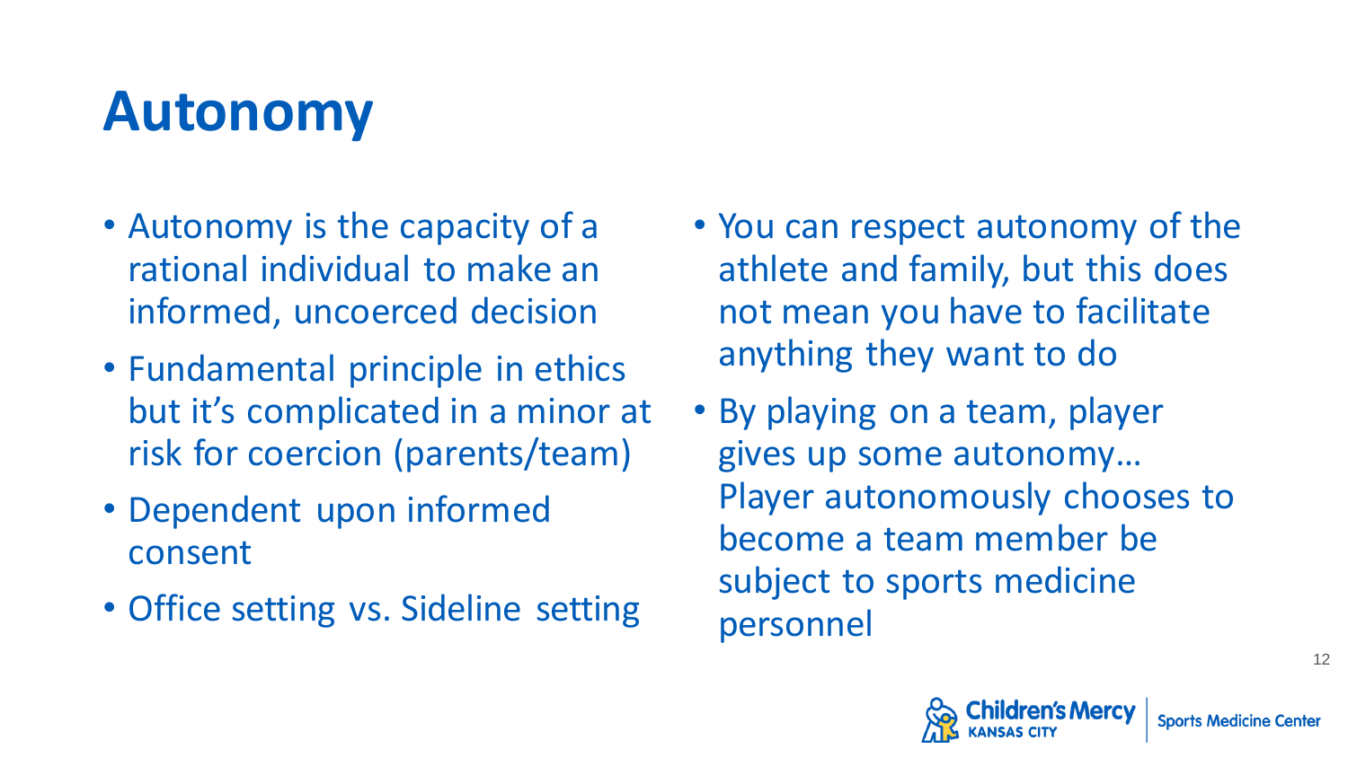# Autonomy

- Autonomy is the capacity of a rational individual to make an informed, uncoerced decision
- Fundamental principle in ethics but it's complicated in a minor at risk for coercion (parents/team)
- Dependent upon informed consent
- Office setting vs. Sideline setting
- You can respect autonomy of the athlete and family, but this does not mean you have to facilitate anything they want to do
- By playing on a team, player gives up some autonomy… Player autonomously chooses to become a team member be subject to sports medicine personnel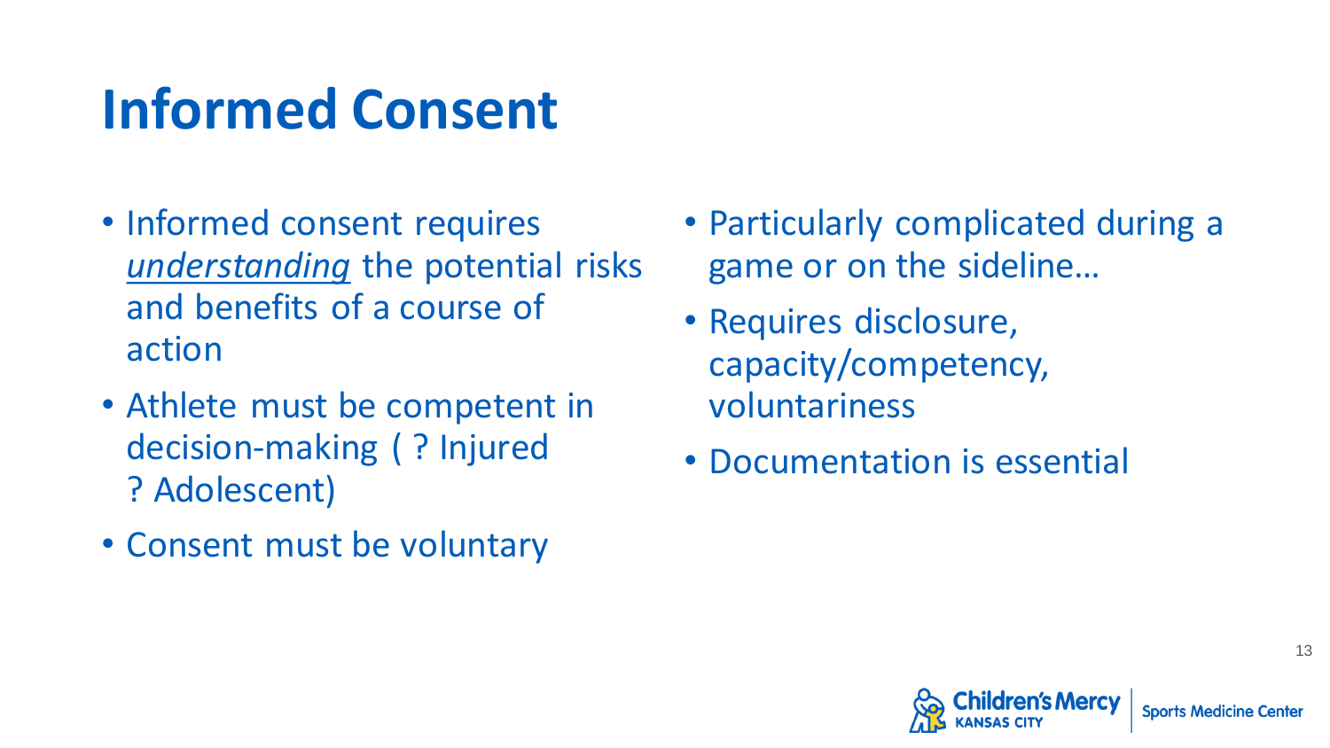# Informed Consent

- Informed consent requires ***understanding*** the potential risks and benefits of a course of action
- Athlete must be competent in decision-making ( ? Injured ? Adolescent)
- Consent must be voluntary
- Particularly complicated during a game or on the sideline…
- Requires disclosure, capacity/competency, voluntariness
- Documentation is essential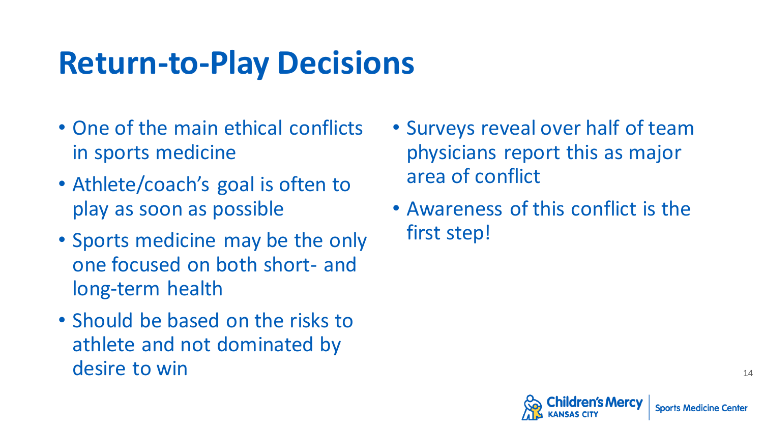# Return-to-Play Decisions

- One of the main ethical conflicts in sports medicine
- Athlete/coach's goal is often to play as soon as possible
- Sports medicine may be the only one focused on both short- and long-term health
- Should be based on the risks to athlete and not dominated by desire to win
- Surveys reveal over half of team physicians report this as major area of conflict
- Awareness of this conflict is the first step!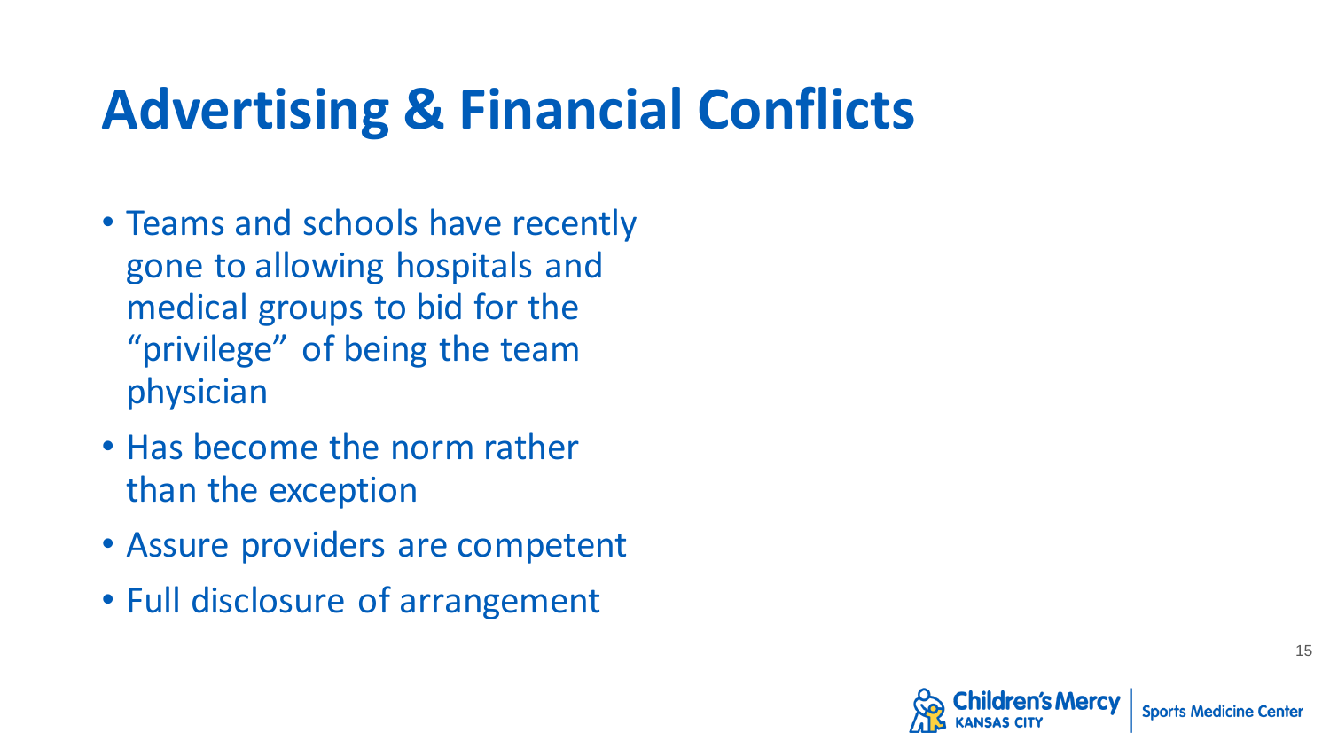# Advertising & Financial Conflicts

- Teams and schools have recently gone to allowing hospitals and medical groups to bid for the "privilege" of being the team physician
- Has become the norm rather than the exception
- Assure providers are competent
- Full disclosure of arrangement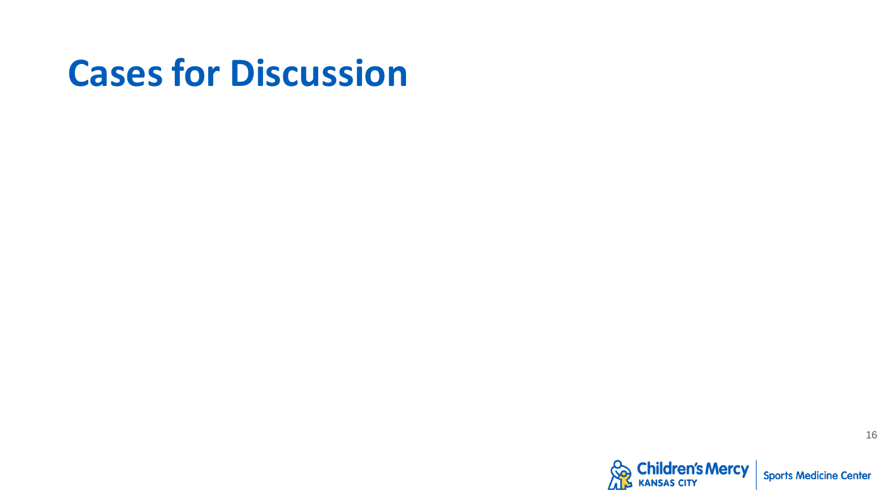# Cases for Discussion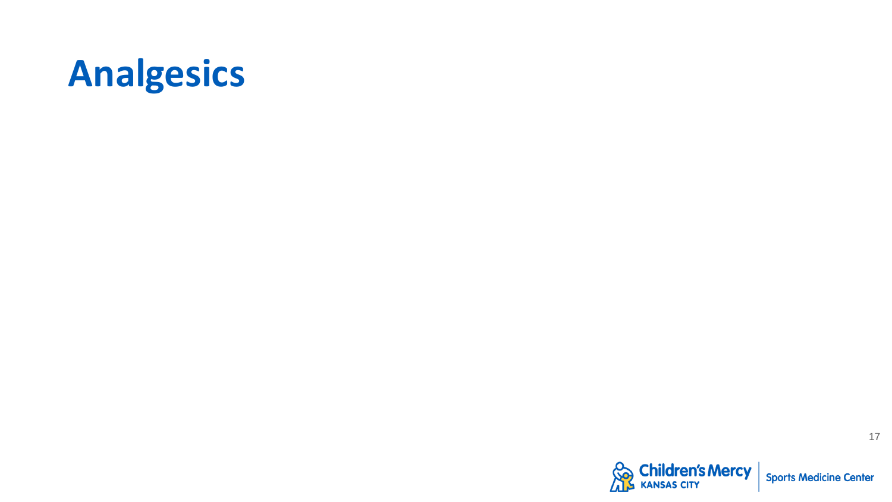# Analgesics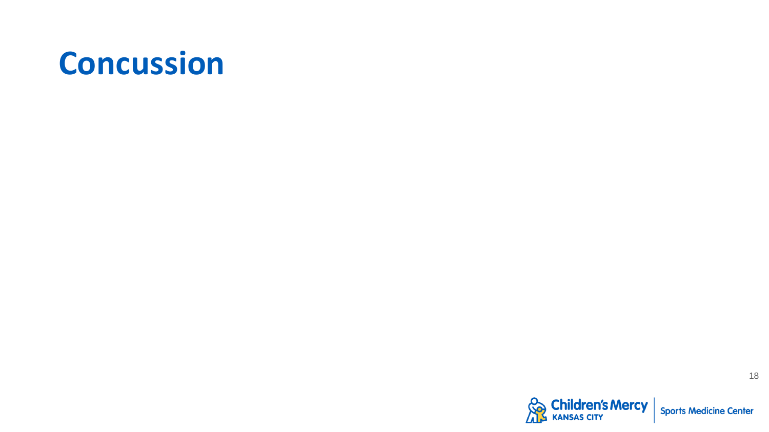# Concussion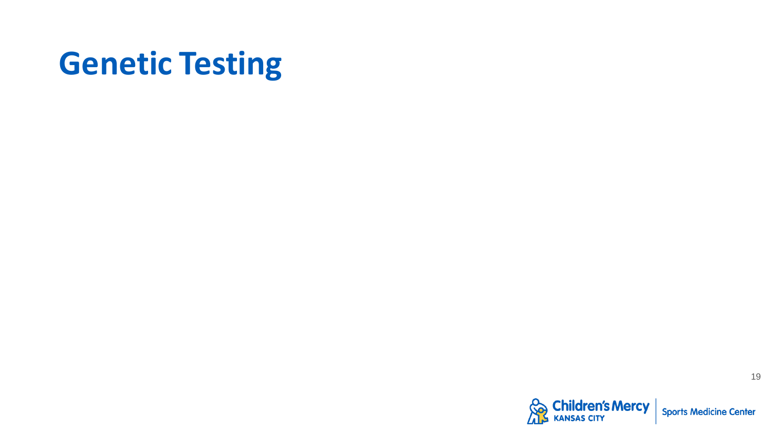# Genetic Testing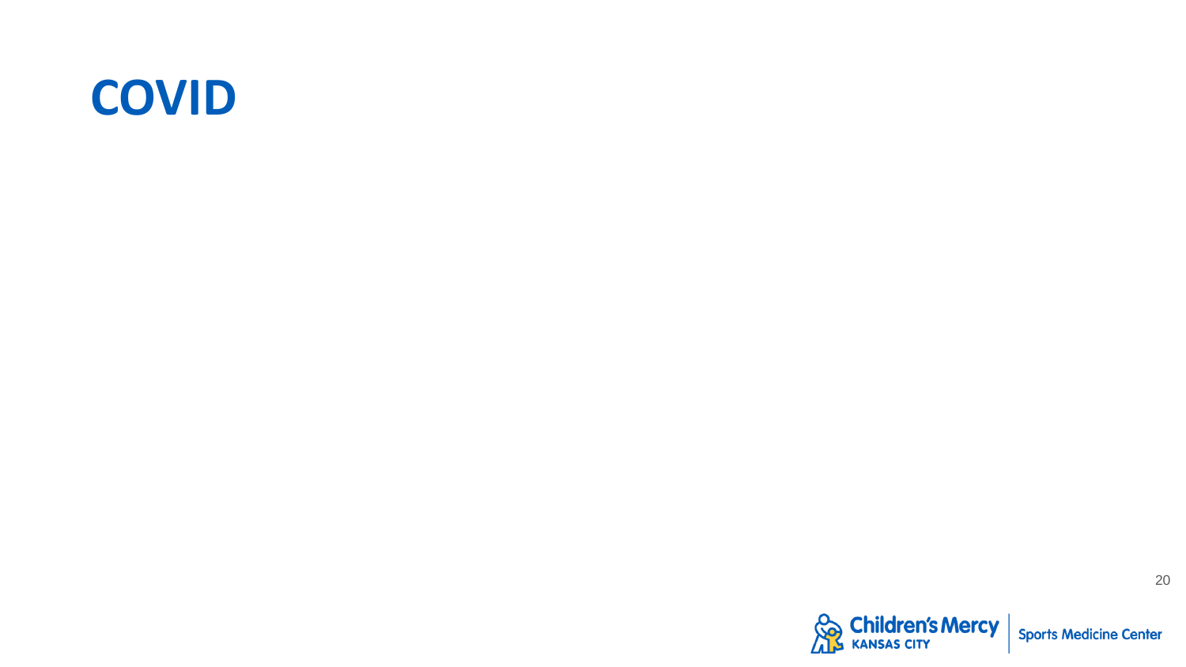# COVID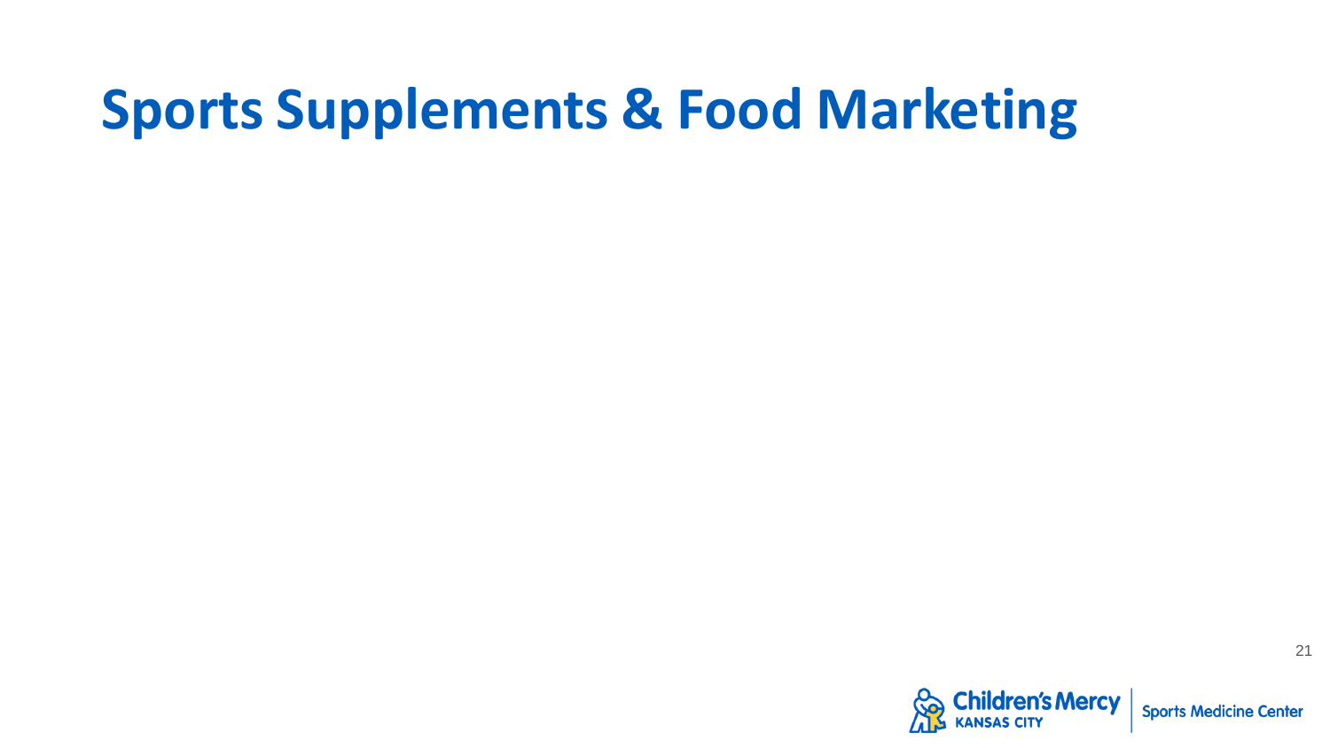# Sports Supplements & Food Marketing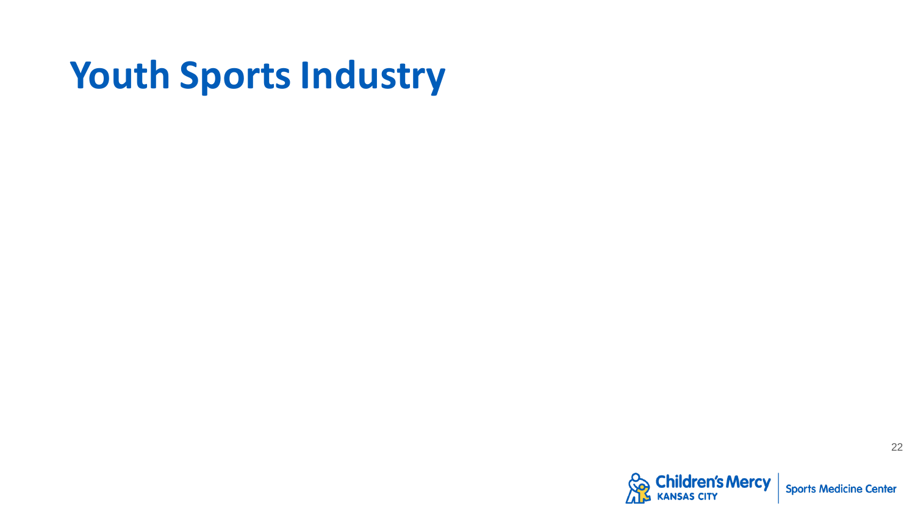# Youth Sports Industry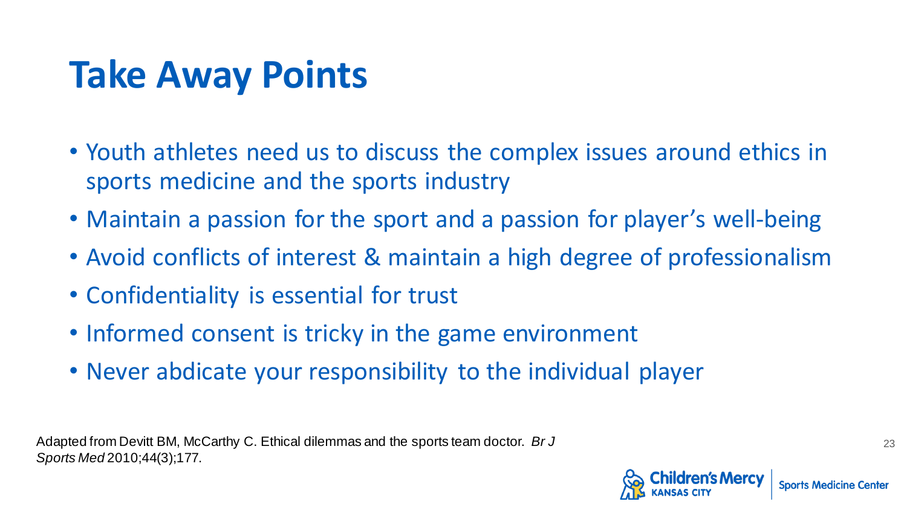# Take Away Points

- Youth athletes need us to discuss the complex issues around ethics in sports medicine and the sports industry
- Maintain a passion for the sport and a passion for player's well-being
- Avoid conflicts of interest & maintain a high degree of professionalism
- Confidentiality is essential for trust
- Informed consent is tricky in the game environment
- Never abdicate your responsibility to the individual player

Adapted from Devitt BM, McCarthy C. Ethical dilemmas and the sports team doctor. *Br J Sports Med* 2010;44(3);177.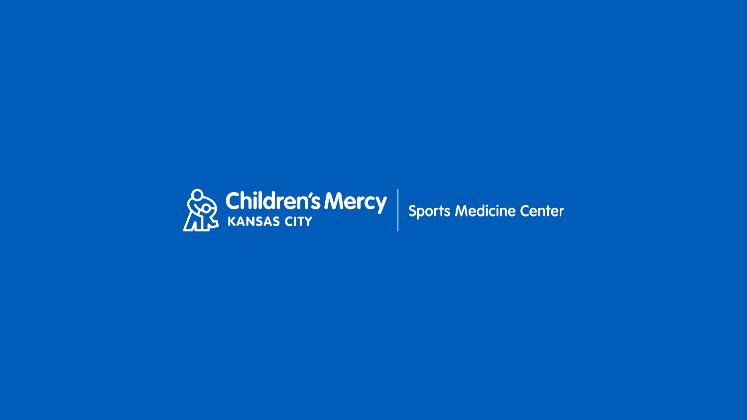Children's Mercy KANSAS CITY | Sports Medicine Center